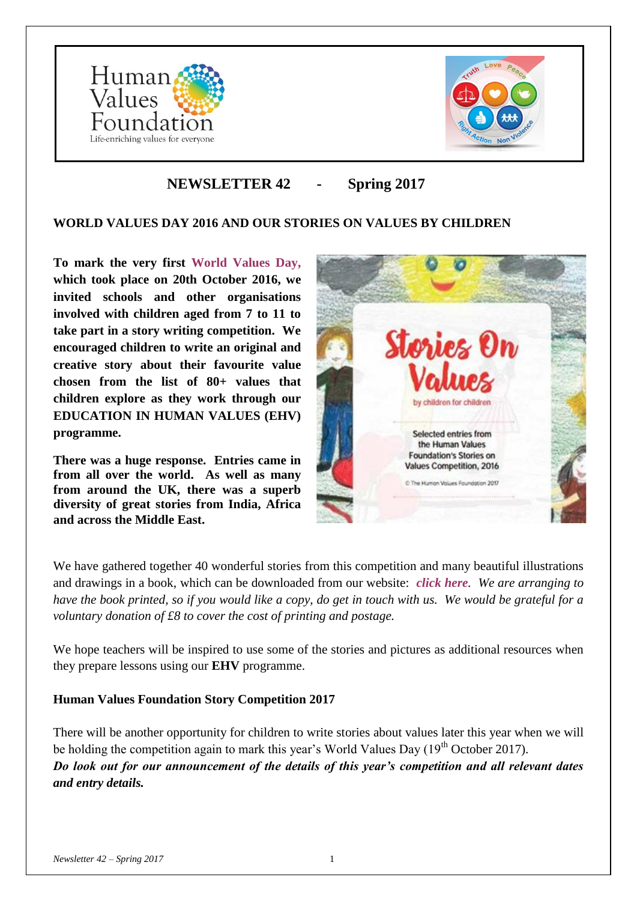# NEWSLETTER 42 - Spring 2017

## WORLD VALUES DAY 2016 AND OUR STORIES ON VALUES BY CHILDREN

**To mark the very first World Values Day, which took place on 20th October 2016, we invited schools and other organisations involved with children aged from 7 to 11 to take part in a story writing competition. We encouraged children to write an original and creative story about their favourite value chosen from the list of 80+ values that children explore as they work through our EDUCATION IN HUMAN VALUES (EHV) programme.**

**There was a huge response. Entries came in from all over the world. As well as many from around the UK, there was a superb diversity of great stories from India, Africa and across the Middle East.**

We have gathered together 40 wonderful stories from this competition and many beautiful illustrations and drawings in a book, which can be downloaded from our website: ***click here***. *We are arranging to have the book printed, so if you would like a copy, do get in touch with us. We would be grateful for a voluntary donation of £8 to cover the cost of printing and postage.*

We hope teachers will be inspired to use some of the stories and pictures as additional resources when they prepare lessons using our **EHV** programme.

### Human Values Foundation Story Competition 2017

There will be another opportunity for children to write stories about values later this year when we will be holding the competition again to mark this year's World Values Day (19th October 2017).
***Do look out for our announcement of the details of this year's competition and all relevant dates and entry details.***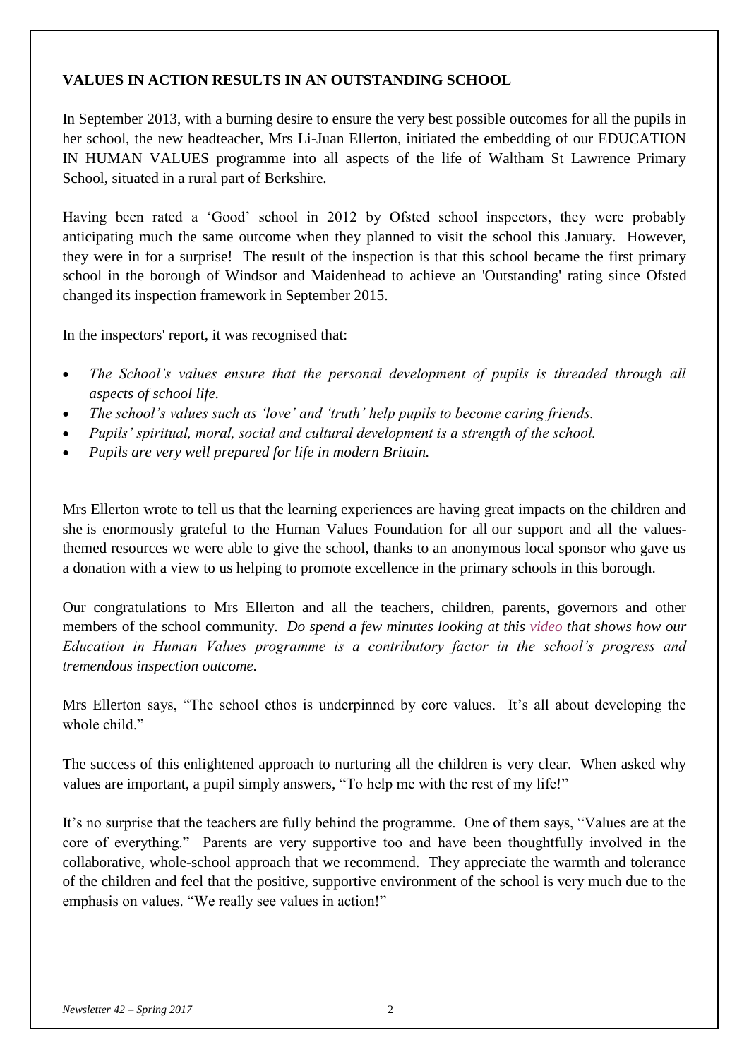## VALUES IN ACTION RESULTS IN AN OUTSTANDING SCHOOL

In September 2013, with a burning desire to ensure the very best possible outcomes for all the pupils in her school, the new headteacher, Mrs Li-Juan Ellerton, initiated the embedding of our EDUCATION IN HUMAN VALUES programme into all aspects of the life of Waltham St Lawrence Primary School, situated in a rural part of Berkshire.

Having been rated a 'Good' school in 2012 by Ofsted school inspectors, they were probably anticipating much the same outcome when they planned to visit the school this January. However, they were in for a surprise! The result of the inspection is that this school became the first primary school in the borough of Windsor and Maidenhead to achieve an 'Outstanding' rating since Ofsted changed its inspection framework in September 2015.

In the inspectors' report, it was recognised that:

- *The School's values ensure that the personal development of pupils is threaded through all aspects of school life.*
- *The school's values such as 'love' and 'truth' help pupils to become caring friends.*
- *Pupils' spiritual, moral, social and cultural development is a strength of the school.*
- *Pupils are very well prepared for life in modern Britain.*

Mrs Ellerton wrote to tell us that the learning experiences are having great impacts on the children and she is enormously grateful to the Human Values Foundation for all our support and all the values-themed resources we were able to give the school, thanks to an anonymous local sponsor who gave us a donation with a view to us helping to promote excellence in the primary schools in this borough.

Our congratulations to Mrs Ellerton and all the teachers, children, parents, governors and other members of the school community. *Do spend a few minutes looking at this video that shows how our Education in Human Values programme is a contributory factor in the school's progress and tremendous inspection outcome.*

Mrs Ellerton says, "The school ethos is underpinned by core values. It's all about developing the whole child."

The success of this enlightened approach to nurturing all the children is very clear. When asked why values are important, a pupil simply answers, "To help me with the rest of my life!"

It's no surprise that the teachers are fully behind the programme. One of them says, "Values are at the core of everything." Parents are very supportive too and have been thoughtfully involved in the collaborative, whole-school approach that we recommend. They appreciate the warmth and tolerance of the children and feel that the positive, supportive environment of the school is very much due to the emphasis on values. "We really see values in action!"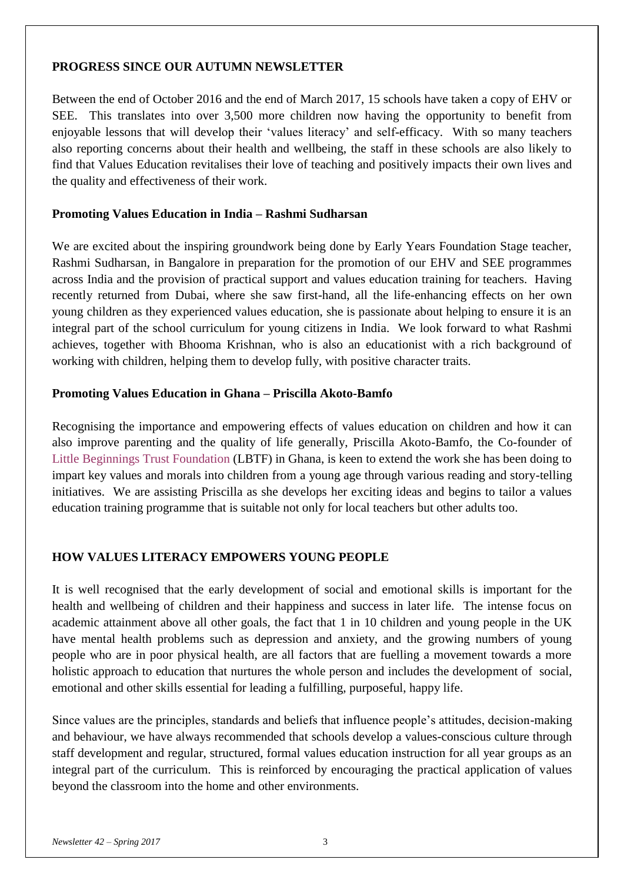## PROGRESS SINCE OUR AUTUMN NEWSLETTER

Between the end of October 2016 and the end of March 2017, 15 schools have taken a copy of EHV or SEE. This translates into over 3,500 more children now having the opportunity to benefit from enjoyable lessons that will develop their 'values literacy' and self-efficacy. With so many teachers also reporting concerns about their health and wellbeing, the staff in these schools are also likely to find that Values Education revitalises their love of teaching and positively impacts their own lives and the quality and effectiveness of their work.

### Promoting Values Education in India – Rashmi Sudharsan

We are excited about the inspiring groundwork being done by Early Years Foundation Stage teacher, Rashmi Sudharsan, in Bangalore in preparation for the promotion of our EHV and SEE programmes across India and the provision of practical support and values education training for teachers. Having recently returned from Dubai, where she saw first-hand, all the life-enhancing effects on her own young children as they experienced values education, she is passionate about helping to ensure it is an integral part of the school curriculum for young citizens in India. We look forward to what Rashmi achieves, together with Bhooma Krishnan, who is also an educationist with a rich background of working with children, helping them to develop fully, with positive character traits.

### Promoting Values Education in Ghana – Priscilla Akoto-Bamfo

Recognising the importance and empowering effects of values education on children and how it can also improve parenting and the quality of life generally, Priscilla Akoto-Bamfo, the Co-founder of Little Beginnings Trust Foundation (LBTF) in Ghana, is keen to extend the work she has been doing to impart key values and morals into children from a young age through various reading and story-telling initiatives. We are assisting Priscilla as she develops her exciting ideas and begins to tailor a values education training programme that is suitable not only for local teachers but other adults too.

## HOW VALUES LITERACY EMPOWERS YOUNG PEOPLE

It is well recognised that the early development of social and emotional skills is important for the health and wellbeing of children and their happiness and success in later life. The intense focus on academic attainment above all other goals, the fact that 1 in 10 children and young people in the UK have mental health problems such as depression and anxiety, and the growing numbers of young people who are in poor physical health, are all factors that are fuelling a movement towards a more holistic approach to education that nurtures the whole person and includes the development of social, emotional and other skills essential for leading a fulfilling, purposeful, happy life.

Since values are the principles, standards and beliefs that influence people's attitudes, decision-making and behaviour, we have always recommended that schools develop a values-conscious culture through staff development and regular, structured, formal values education instruction for all year groups as an integral part of the curriculum. This is reinforced by encouraging the practical application of values beyond the classroom into the home and other environments.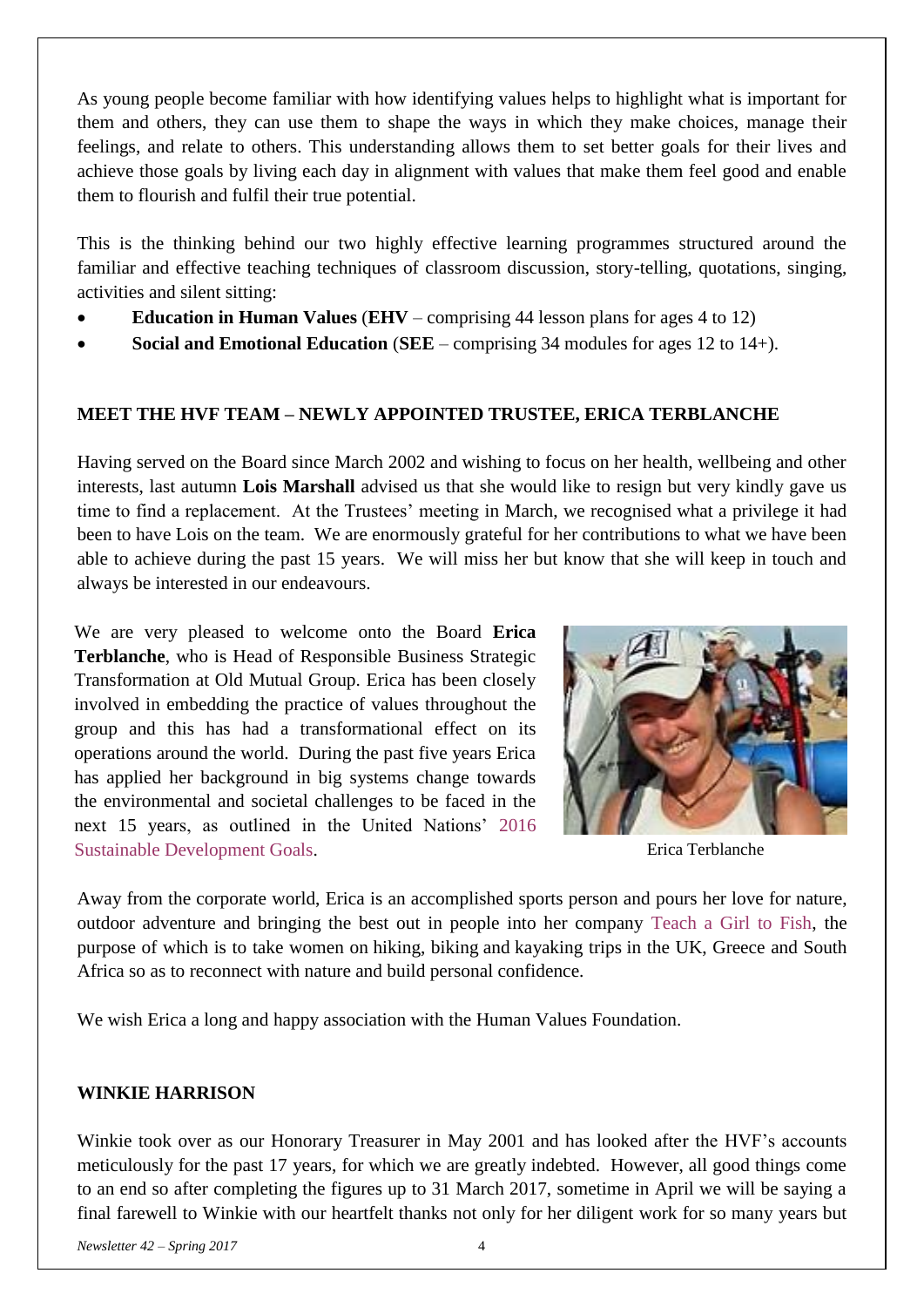As young people become familiar with how identifying values helps to highlight what is important for them and others, they can use them to shape the ways in which they make choices, manage their feelings, and relate to others. This understanding allows them to set better goals for their lives and achieve those goals by living each day in alignment with values that make them feel good and enable them to flourish and fulfil their true potential.

This is the thinking behind our two highly effective learning programmes structured around the familiar and effective teaching techniques of classroom discussion, story-telling, quotations, singing, activities and silent sitting:

- **Education in Human Values** (**EHV** – comprising 44 lesson plans for ages 4 to 12)
- **Social and Emotional Education** (**SEE** – comprising 34 modules for ages 12 to 14+).

## MEET THE HVF TEAM – NEWLY APPOINTED TRUSTEE, ERICA TERBLANCHE

Having served on the Board since March 2002 and wishing to focus on her health, wellbeing and other interests, last autumn **Lois Marshall** advised us that she would like to resign but very kindly gave us time to find a replacement. At the Trustees' meeting in March, we recognised what a privilege it had been to have Lois on the team. We are enormously grateful for her contributions to what we have been able to achieve during the past 15 years. We will miss her but know that she will keep in touch and always be interested in our endeavours.

We are very pleased to welcome onto the Board **Erica Terblanche**, who is Head of Responsible Business Strategic Transformation at Old Mutual Group. Erica has been closely involved in embedding the practice of values throughout the group and this has had a transformational effect on its operations around the world. During the past five years Erica has applied her background in big systems change towards the environmental and societal challenges to be faced in the next 15 years, as outlined in the United Nations' 2016 Sustainable Development Goals.

Erica Terblanche

Away from the corporate world, Erica is an accomplished sports person and pours her love for nature, outdoor adventure and bringing the best out in people into her company Teach a Girl to Fish, the purpose of which is to take women on hiking, biking and kayaking trips in the UK, Greece and South Africa so as to reconnect with nature and build personal confidence.

We wish Erica a long and happy association with the Human Values Foundation.

## WINKIE HARRISON

Winkie took over as our Honorary Treasurer in May 2001 and has looked after the HVF's accounts meticulously for the past 17 years, for which we are greatly indebted. However, all good things come to an end so after completing the figures up to 31 March 2017, sometime in April we will be saying a final farewell to Winkie with our heartfelt thanks not only for her diligent work for so many years but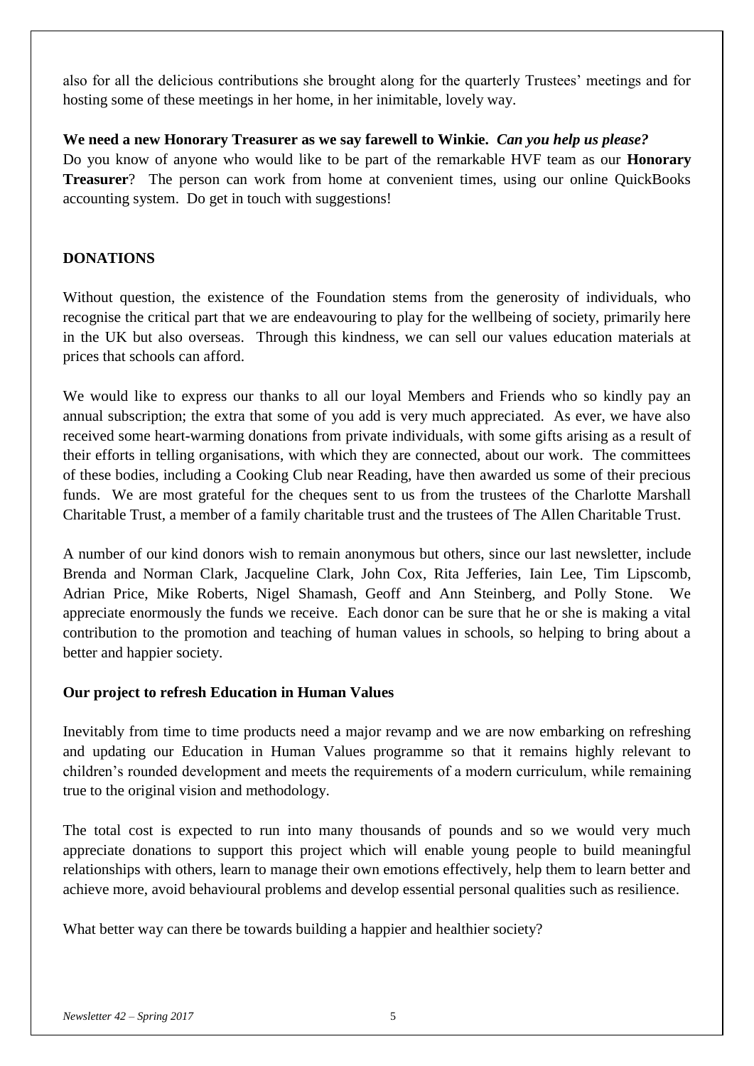also for all the delicious contributions she brought along for the quarterly Trustees' meetings and for hosting some of these meetings in her home, in her inimitable, lovely way.

**We need a new Honorary Treasurer as we say farewell to Winkie.** ***Can you help us please?***
Do you know of anyone who would like to be part of the remarkable HVF team as our **Honorary Treasurer**? The person can work from home at convenient times, using our online QuickBooks accounting system. Do get in touch with suggestions!

## DONATIONS

Without question, the existence of the Foundation stems from the generosity of individuals, who recognise the critical part that we are endeavouring to play for the wellbeing of society, primarily here in the UK but also overseas. Through this kindness, we can sell our values education materials at prices that schools can afford.

We would like to express our thanks to all our loyal Members and Friends who so kindly pay an annual subscription; the extra that some of you add is very much appreciated. As ever, we have also received some heart-warming donations from private individuals, with some gifts arising as a result of their efforts in telling organisations, with which they are connected, about our work. The committees of these bodies, including a Cooking Club near Reading, have then awarded us some of their precious funds. We are most grateful for the cheques sent to us from the trustees of the Charlotte Marshall Charitable Trust, a member of a family charitable trust and the trustees of The Allen Charitable Trust.

A number of our kind donors wish to remain anonymous but others, since our last newsletter, include Brenda and Norman Clark, Jacqueline Clark, John Cox, Rita Jefferies, Iain Lee, Tim Lipscomb, Adrian Price, Mike Roberts, Nigel Shamash, Geoff and Ann Steinberg, and Polly Stone. We appreciate enormously the funds we receive. Each donor can be sure that he or she is making a vital contribution to the promotion and teaching of human values in schools, so helping to bring about a better and happier society.

### Our project to refresh Education in Human Values

Inevitably from time to time products need a major revamp and we are now embarking on refreshing and updating our Education in Human Values programme so that it remains highly relevant to children's rounded development and meets the requirements of a modern curriculum, while remaining true to the original vision and methodology.

The total cost is expected to run into many thousands of pounds and so we would very much appreciate donations to support this project which will enable young people to build meaningful relationships with others, learn to manage their own emotions effectively, help them to learn better and achieve more, avoid behavioural problems and develop essential personal qualities such as resilience.

What better way can there be towards building a happier and healthier society?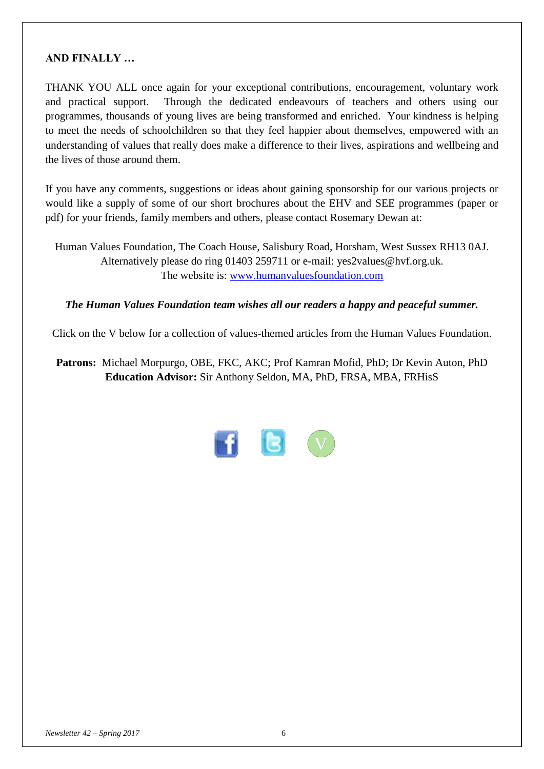**AND FINALLY …**

THANK YOU ALL once again for your exceptional contributions, encouragement, voluntary work and practical support. Through the dedicated endeavours of teachers and others using our programmes, thousands of young lives are being transformed and enriched. Your kindness is helping to meet the needs of schoolchildren so that they feel happier about themselves, empowered with an understanding of values that really does make a difference to their lives, aspirations and wellbeing and the lives of those around them.

If you have any comments, suggestions or ideas about gaining sponsorship for our various projects or would like a supply of some of our short brochures about the EHV and SEE programmes (paper or pdf) for your friends, family members and others, please contact Rosemary Dewan at:

Human Values Foundation, The Coach House, Salisbury Road, Horsham, West Sussex RH13 0AJ.
Alternatively please do ring 01403 259711 or e-mail: yes2values@hvf.org.uk.
The website is: www.humanvaluesfoundation.com

***The Human Values Foundation team wishes all our readers a happy and peaceful summer.***

Click on the V below for a collection of values-themed articles from the Human Values Foundation.

**Patrons:** Michael Morpurgo, OBE, FKC, AKC; Prof Kamran Mofid, PhD; Dr Kevin Auton, PhD
**Education Advisor:** Sir Anthony Seldon, MA, PhD, FRSA, MBA, FRHisS

V